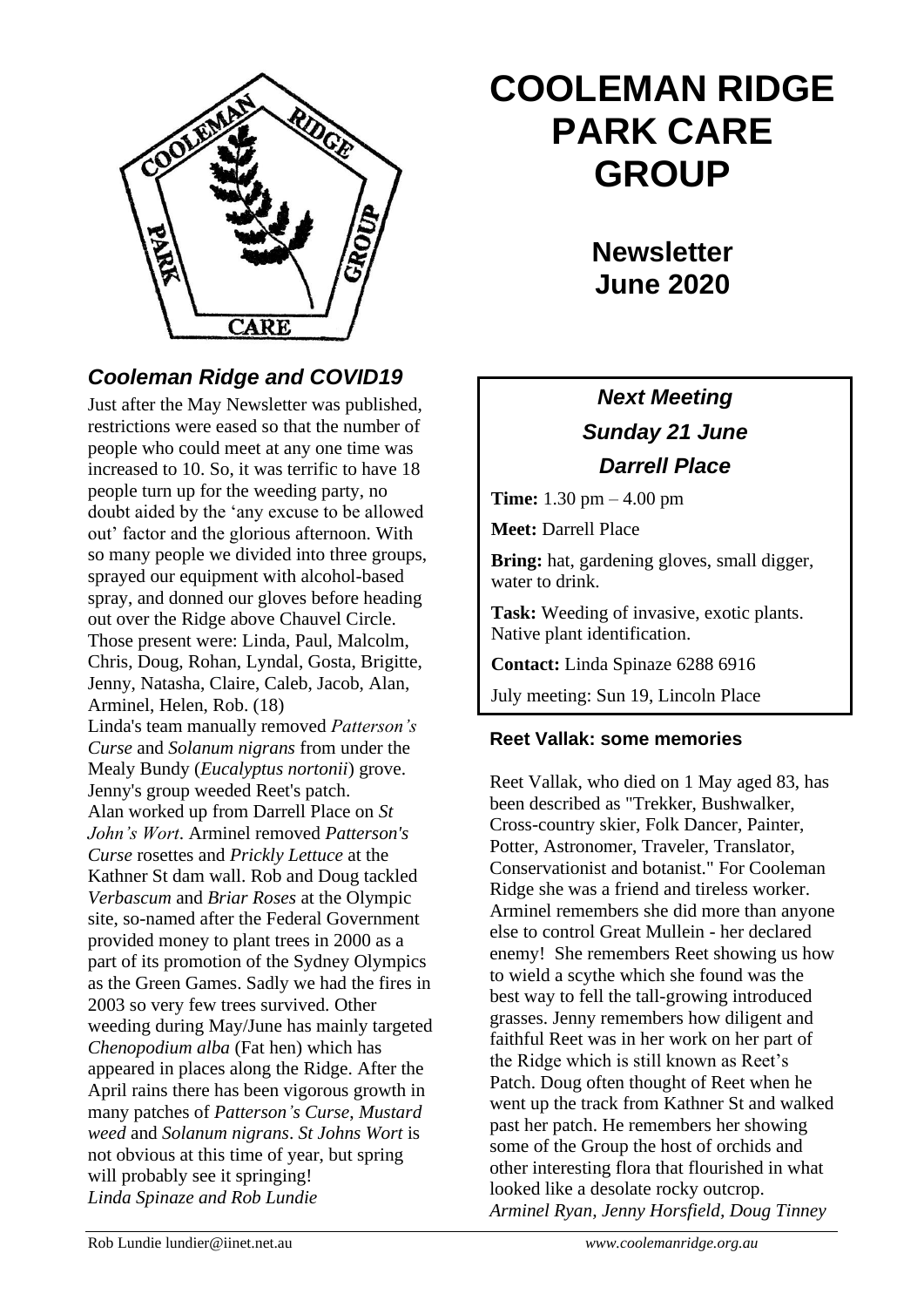# COOLEMAN RIDGE PARK CARE GROUP

## Newsletter June 2020

### *Cooleman Ridge and COVID19*

Just after the May Newsletter was published, restrictions were eased so that the number of people who could meet at any one time was increased to 10. So, it was terrific to have 18 people turn up for the weeding party, no doubt aided by the 'any excuse to be allowed out' factor and the glorious afternoon. With so many people we divided into three groups, sprayed our equipment with alcohol-based spray, and donned our gloves before heading out over the Ridge above Chauvel Circle. Those present were: Linda, Paul, Malcolm, Chris, Doug, Rohan, Lyndal, Gosta, Brigitte, Jenny, Natasha, Claire, Caleb, Jacob, Alan, Arminel, Helen, Rob. (18)

Linda's team manually removed *Patterson's Curse* and *Solanum nigrans* from under the Mealy Bundy (*Eucalyptus nortonii*) grove. Jenny's group weeded Reet's patch. Alan worked up from Darrell Place on *St John's Wort*. Arminel removed *Patterson's Curse* rosettes and *Prickly Lettuce* at the Kathner St dam wall. Rob and Doug tackled *Verbascum* and *Briar Roses* at the Olympic site, so-named after the Federal Government provided money to plant trees in 2000 as a part of its promotion of the Sydney Olympics as the Green Games. Sadly we had the fires in 2003 so very few trees survived. Other weeding during May/June has mainly targeted *Chenopodium alba* (Fat hen) which has appeared in places along the Ridge. After the April rains there has been vigorous growth in many patches of *Patterson's Curse*, *Mustard weed* and *Solanum nigrans*. *St Johns Wort* is not obvious at this time of year, but spring will probably see it springing!

*Linda Spinaze and Rob Lundie*

### *Next Meeting*
### *Sunday 21 June*
### *Darrell Place*

**Time:** 1.30 pm – 4.00 pm

**Meet:** Darrell Place

**Bring:** hat, gardening gloves, small digger, water to drink.

**Task:** Weeding of invasive, exotic plants. Native plant identification.

**Contact:** Linda Spinaze 6288 6916

July meeting: Sun 19, Lincoln Place

### Reet Vallak: some memories

Reet Vallak, who died on 1 May aged 83, has been described as "Trekker, Bushwalker, Cross-country skier, Folk Dancer, Painter, Potter, Astronomer, Traveler, Translator, Conservationist and botanist." For Cooleman Ridge she was a friend and tireless worker. Arminel remembers she did more than anyone else to control Great Mullein - her declared enemy! She remembers Reet showing us how to wield a scythe which she found was the best way to fell the tall-growing introduced grasses. Jenny remembers how diligent and faithful Reet was in her work on her part of the Ridge which is still known as Reet's Patch. Doug often thought of Reet when he went up the track from Kathner St and walked past her patch. He remembers her showing some of the Group the host of orchids and other interesting flora that flourished in what looked like a desolate rocky outcrop.

*Arminel Ryan, Jenny Horsfield, Doug Tinney*

Rob Lundie lundier@iinet.net.au *www.coolemanridge.org.au*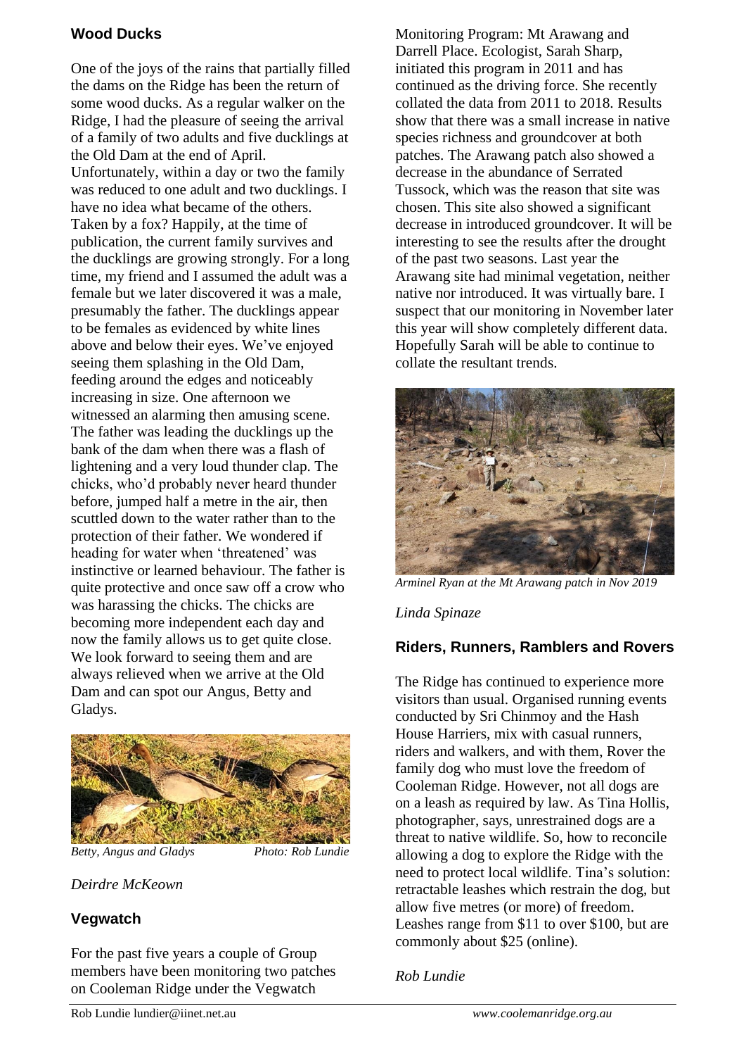## Wood Ducks

One of the joys of the rains that partially filled the dams on the Ridge has been the return of some wood ducks. As a regular walker on the Ridge, I had the pleasure of seeing the arrival of a family of two adults and five ducklings at the Old Dam at the end of April. Unfortunately, within a day or two the family was reduced to one adult and two ducklings. I have no idea what became of the others. Taken by a fox? Happily, at the time of publication, the current family survives and the ducklings are growing strongly. For a long time, my friend and I assumed the adult was a female but we later discovered it was a male, presumably the father. The ducklings appear to be females as evidenced by white lines above and below their eyes. We've enjoyed seeing them splashing in the Old Dam, feeding around the edges and noticeably increasing in size. One afternoon we witnessed an alarming then amusing scene. The father was leading the ducklings up the bank of the dam when there was a flash of lightening and a very loud thunder clap. The chicks, who'd probably never heard thunder before, jumped half a metre in the air, then scuttled down to the water rather than to the protection of their father. We wondered if heading for water when 'threatened' was instinctive or learned behaviour. The father is quite protective and once saw off a crow who was harassing the chicks. The chicks are becoming more independent each day and now the family allows us to get quite close. We look forward to seeing them and are always relieved when we arrive at the Old Dam and can spot our Angus, Betty and Gladys.

*Betty, Angus and Gladys* *Photo: Rob Lundie*

*Deirdre McKeown*

## Vegwatch

For the past five years a couple of Group members have been monitoring two patches on Cooleman Ridge under the Vegwatch Monitoring Program: Mt Arawang and Darrell Place. Ecologist, Sarah Sharp, initiated this program in 2011 and has continued as the driving force. She recently collated the data from 2011 to 2018. Results show that there was a small increase in native species richness and groundcover at both patches. The Arawang patch also showed a decrease in the abundance of Serrated Tussock, which was the reason that site was chosen. This site also showed a significant decrease in introduced groundcover. It will be interesting to see the results after the drought of the past two seasons. Last year the Arawang site had minimal vegetation, neither native nor introduced. It was virtually bare. I suspect that our monitoring in November later this year will show completely different data. Hopefully Sarah will be able to continue to collate the resultant trends.

*Arminel Ryan at the Mt Arawang patch in Nov 2019*

*Linda Spinaze*

## Riders, Runners, Ramblers and Rovers

The Ridge has continued to experience more visitors than usual. Organised running events conducted by Sri Chinmoy and the Hash House Harriers, mix with casual runners, riders and walkers, and with them, Rover the family dog who must love the freedom of Cooleman Ridge. However, not all dogs are on a leash as required by law. As Tina Hollis, photographer, says, unrestrained dogs are a threat to native wildlife. So, how to reconcile allowing a dog to explore the Ridge with the need to protect local wildlife. Tina's solution: retractable leashes which restrain the dog, but allow five metres (or more) of freedom. Leashes range from $11 to over $100, but are commonly about $25 (online).

*Rob Lundie*

Rob Lundie lundier@iinet.net.au www.coolemanridge.org.au